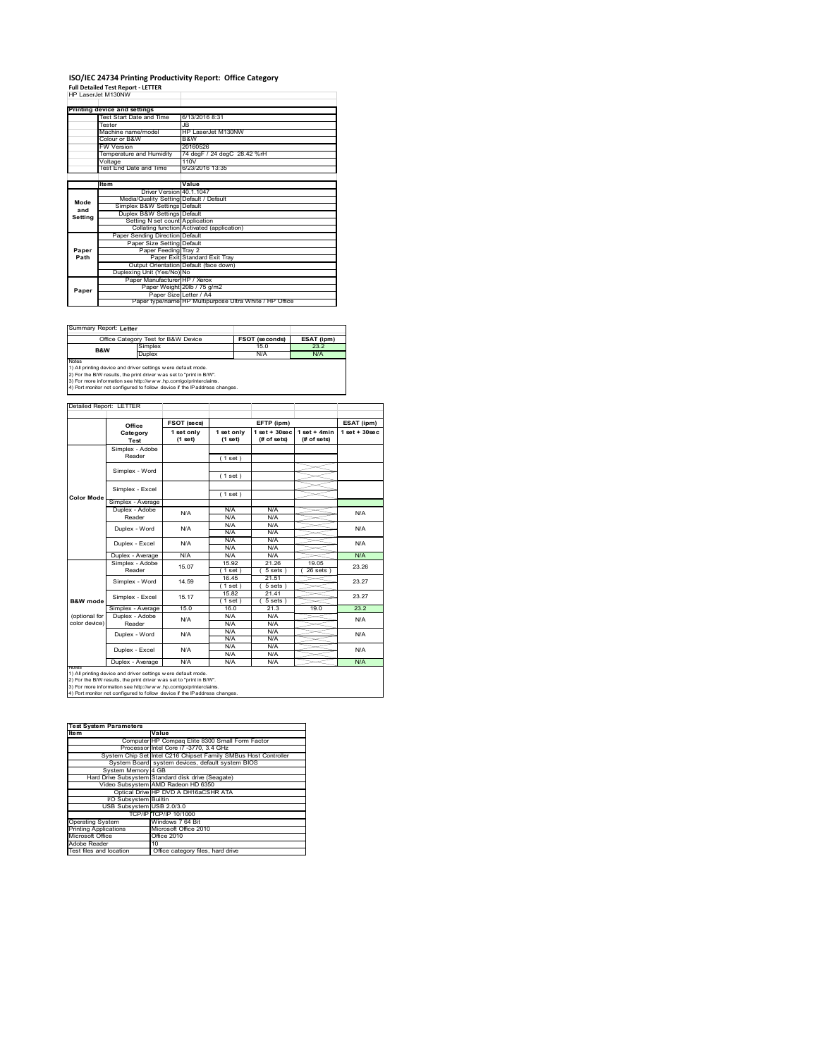# ISO/IEC 24734 Printing Productivity Report: Office Category

**Full Detailed Test Report - LETTER**

HP LaserJet M130NW

| Printing device and settings | |
|---|---|
| Test Start Date and Time | 6/13/2016 8:31 |
| Tester | JB |
| Machine name/model | HP LaserJet M130NW |
| Colour or B&W | B&W |
| FW Version | 20160526 |
| Temperature and Humidity | 74 degF / 24 degC 28.42 %rH |
| Voltage | 110V |
| Test End Date and Time | 6/23/2016 13:35 |

| | Item | Value |
|---|---|---|
| Mode and Setting | Driver Version | 40.1.1047 |
| | Media/Quality Setting | Default / Default |
| | Simplex B&W Settings | Default |
| | Duplex B&W Settings | Default |
| | Setting N set count | Application |
| | Collating function | Activated (application) |
| Paper Path | Paper Sending Direction | Default |
| | Paper Size Setting | Default |
| | Paper Feeding | Tray 2 |
| | Paper Exit | Standard Exit Tray |
| | Output Orientation | Default (face down) |
| | Duplexing Unit (Yes/No) | No |
| Paper | Paper Manufacturer | HP / Xerox |
| | Paper Weight | 20lb / 75 g/m2 |
| | Paper Size | Letter / A4 |
| | Paper type/name | HP Multipurpose Ultra White / HP Office |

**Summary Report: Letter**

| Office Category Test for B&W Device | | FSOT (seconds) | ESAT (ipm) |
|---|---|---|---|
| B&W | Simplex | 15.0 | 23.2 |
| | Duplex | N/A | N/A |

Notes
1) All printing device and driver settings were default mode.
2) For the B/W results, the print driver was set to "print in B/W".
3) For more information see http://www.hp.com/go/printerclaims.
4) Port monitor not configured to follow device if the IP address changes.

**Detailed Report: LETTER**

| | Office Category Test | FSOT (secs) 1 set only (1 set) | EFTP (ipm) 1 set only (1 set) | EFTP (ipm) 1 set + 30sec (# of sets) | EFTP (ipm) 1 set + 4min (# of sets) | ESAT (ipm) 1 set + 30sec |
|---|---|---|---|---|---|---|
| Color Mode | Simplex - Adobe Reader | | (1 set) | | | |
| | Simplex - Word | | (1 set) | | | |
| | Simplex - Excel | | (1 set) | | | |
| | Simplex - Average | | | | | |
| | Duplex - Adobe Reader | N/A | N/A N/A | N/A N/A | | N/A |
| | Duplex - Word | N/A | N/A N/A | N/A N/A | | N/A |
| | Duplex - Excel | N/A | N/A N/A | N/A N/A | | N/A |
| | Duplex - Average | N/A | N/A | N/A | | N/A |
| B&W mode (optional for color device) | Simplex - Adobe Reader | 15.07 | 15.92 (1 set) | 21.26 (5 sets) | 19.05 (26 sets) | 23.26 |
| | Simplex - Word | 14.59 | 16.45 (1 set) | 21.51 (5 sets) | | 23.27 |
| | Simplex - Excel | 15.17 | 15.82 (1 set) | 21.41 (5 sets) | | 23.27 |
| | Simplex - Average | 15.0 | 16.0 | 21.3 | 19.0 | 23.2 |
| | Duplex - Adobe Reader | N/A | N/A N/A | N/A N/A | | N/A |
| | Duplex - Word | N/A | N/A N/A | N/A N/A | | N/A |
| | Duplex - Excel | N/A | N/A N/A | N/A N/A | | N/A |
| | Duplex - Average | N/A | N/A | N/A | | N/A |

Notes
1) All printing device and driver settings were default mode.
2) For the B/W results, the print driver was set to "print in B/W".
3) For more information see http://www.hp.com/go/printerclaims.
4) Port monitor not configured to follow device if the IP address changes.

| Test System Parameters | |
|---|---|
| Item | Value |
| Computer | HP Compaq Elite 8300 Small Form Factor |
| Processor | Intel Core i7 -3770, 3.4 GHz |
| System Chip Set | Intel C216 Chipset Family SMBus Host Controller |
| System Board | system devices, default system BIOS |
| System Memory | 4 GB |
| Hard Drive Subsystem | Standard disk drive (Seagate) |
| Video Subsystem | AMD Radeon HD 6350 |
| Optical Drive | HP DVD A DH16aCSHR ATA |
| I/O Subsystem | Builtin |
| USB Subsystem | USB 2.0/3.0 |
| TCP/IP | TCP/IP 10/1000 |
| Operating System | Windows 7 64 Bit |
| Printing Applications | Microsoft Office 2010 |
| Microsoft Office | Office 2010 |
| Adobe Reader | 10 |
| Test files and location | Office category files, hard drive |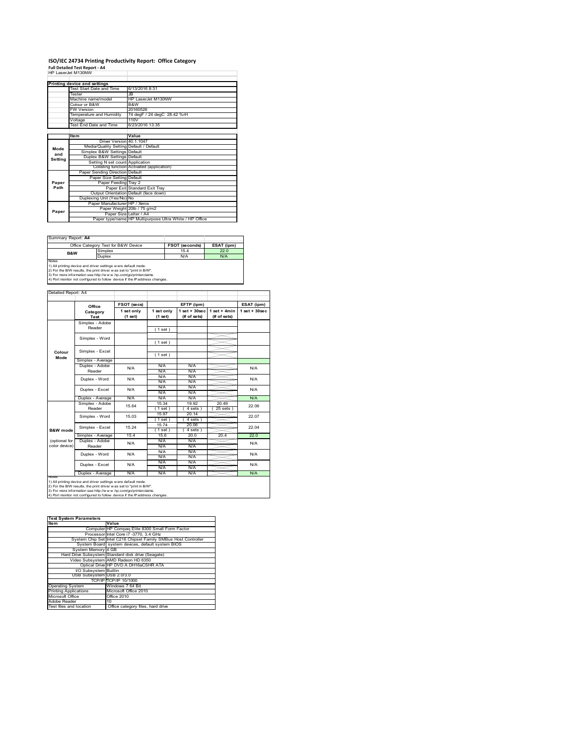# ISO/IEC 24734 Printing Productivity Report: Office Category

**Full Detailed Test Report - A4**

HP LaserJet M130NW

| Printing device and settings | |
|---|---|
| Test Start Date and Time | 6/13/2016 8:31 |
| Tester | JB |
| Machine name/model | HP LaserJet M130NW |
| Colour or B&W | B&W |
| FW Version | 20160526 |
| Temperature and Humidity | 74 degF / 24 degC 28.42 %rH |
| Voltage | 110V |
| Test End Date and Time | 6/23/2016 13:35 |

| | Item | Value |
|---|---|---|
| Mode and Setting | Driver Version | 40.1.1047 |
| | Media/Quality Setting | Default / Default |
| | Simplex B&W Settings | Default |
| | Duplex B&W Settings | Default |
| | Setting N set count | Application |
| | Collating function | Activated (application) |
| Paper Path | Paper Sending Direction | Default |
| | Paper Size Setting | Default |
| | Paper Feeding | Tray 2 |
| | Paper Exit | Standard Exit Tray |
| | Output Orientation | Default (face down) |
| | Duplexing Unit (Yes/No) | No |
| Paper | Paper Manufacturer | HP / Xerox |
| | Paper Weight | 20lb / 75 g/m2 |
| | Paper Size | Letter / A4 |
| | Paper type/name | HP Multipurpose Ultra White / HP Office |

Summary Report: **A4**

| Office Category Test for B&W Device | | FSOT (seconds) | ESAT (ipm) |
|---|---|---|---|
| B&W | Simplex | 15.4 | 22.0 |
| | Duplex | N/A | N/A |

Notes
1) All printing device and driver settings were default mode.
2) For the B/W results, the print driver was set to "print in B/W".
3) For more information see http://www.hp.com/go/printerclaims.
4) Port monitor not configured to follow device if the IP address changes.

Detailed Report: A4

| | Office Category Test | FSOT (secs) 1 set only (1 set) | EFTP (ipm) 1 set only (1 set) | EFTP (ipm) 1 set + 30sec (# of sets) | EFTP (ipm) 1 set + 4min (# of sets) | ESAT (ipm) 1 set + 30sec |
|---|---|---|---|---|---|---|
| Colour Mode | Simplex - Adobe Reader | | ( 1 set ) | | | |
| | Simplex - Word | | ( 1 set ) | | | |
| | Simplex - Excel | | ( 1 set ) | | | |
| | Simplex - Average | | | | | |
| | Duplex - Adobe Reader | N/A | N/A N/A | N/A N/A | | N/A |
| | Duplex - Word | N/A | N/A N/A | N/A N/A | | N/A |
| | Duplex - Excel | N/A | N/A N/A | N/A N/A | | N/A |
| | Duplex - Average | N/A | N/A | N/A | | N/A |
| B&W mode (optional for color device) | Simplex - Adobe Reader | 15.64 | 15.34 ( 1 set ) | 19.92 ( 4 sets ) | 20.49 ( 25 sets ) | 22.06 |
| | Simplex - Word | 15.03 | 15.97 ( 1 set ) | 20.14 ( 4 sets ) | | 22.07 |
| | Simplex - Excel | 15.24 | 15.74 ( 1 set ) | 20.06 ( 4 sets ) | | 22.04 |
| | Simplex - Average | 15.4 | 15.6 | 20.0 | 20.4 | 22.0 |
| | Duplex - Adobe Reader | N/A | N/A N/A | N/A N/A | | N/A |
| | Duplex - Word | N/A | N/A N/A | N/A N/A | | N/A |
| | Duplex - Excel | N/A | N/A N/A | N/A N/A | | N/A |
| | Duplex - Average | N/A | N/A | N/A | | N/A |

Notes
1) All printing device and driver settings were default mode.
2) For the B/W results, the print driver was set to "print in B/W".
3) For more information see http://www.hp.com/go/printerclaims.
4) Port monitor not configured to follow device if the IP address changes.

| Test System Parameters | |
|---|---|
| **Item** | **Value** |
| Computer | HP Compaq Elite 8300 Small Form Factor |
| Processor | Intel Core i7 -3770, 3.4 GHz |
| System Chip Set | Intel C216 Chipset Family SMBus Host Controller |
| System Board | system devices, default system BIOS |
| System Memory | 4 GB |
| Hard Drive Subsystem | Standard disk drive (Seagate) |
| Video Subsystem | AMD Radeon HD 6350 |
| Optical Drive | HP DVD A DH16aCSHR ATA |
| I/O Subsystem | Builtin |
| USB Subsystem | USB 2.0/3.0 |
| TCP/IP | TCP/IP 10/1000 |
| Operating System | Windows 7 64 Bit |
| Printing Applications | Microsoft Office 2010 |
| Microsoft Office | Office 2010 |
| Adobe Reader | 10 |
| Test files and location | Office category files, hard drive |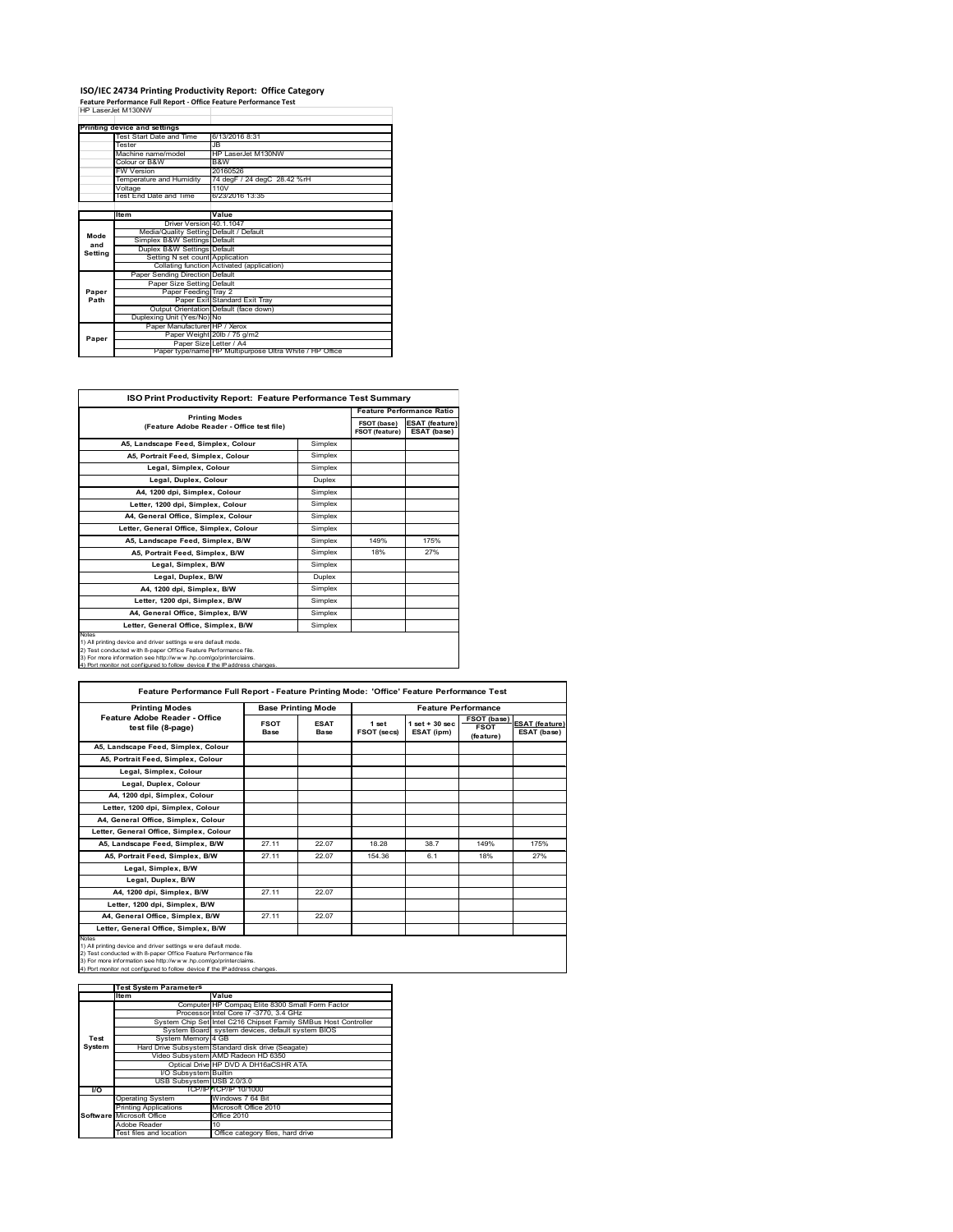# ISO/IEC 24734 Printing Productivity Report: Office Category

**Feature Performance Full Report - Office Feature Performance Test**

HP LaserJet M130NW

| Printing device and settings | |
|---|---|
| Test Start Date and Time | 6/13/2016 8:31 |
| Tester | JB |
| Machine name/model | HP LaserJet M130NW |
| Colour or B&W | B&W |
| FW Version | 20160526 |
| Temperature and Humidity | 74 degF / 24 degC 28.42 %rH |
| Voltage | 110V |
| Test End Date and Time | 6/23/2016 13:35 |

| | Item | Value |
|---|---|---|
| Mode and Setting | Driver Version | 40.1.1047 |
| | Media/Quality Setting | Default / Default |
| | Simplex B&W Settings | Default |
| | Duplex B&W Settings | Default |
| | Setting N set count | Application |
| | Collating function | Activated (application) |
| Paper Path | Paper Sending Direction | Default |
| | Paper Size Setting | Default |
| | Paper Feeding | Tray 2 |
| | Paper Exit | Standard Exit Tray |
| | Output Orientation | Default (face down) |
| | Duplexing Unit (Yes/No) | No |
| Paper | Paper Manufacturer | HP / Xerox |
| | Paper Weight | 20lb / 75 g/m2 |
| | Paper Size | Letter / A4 |
| | Paper type/name | HP Multipurpose Ultra White / HP Office |

## ISO Print Productivity Report: Feature Performance Test Summary

| Printing Modes (Feature Adobe Reader - Office test file) | | Feature Performance Ratio FSOT (base) / FSOT (feature) | ESAT (feature) / ESAT (base) |
|---|---|---|---|
| A5, Landscape Feed, Simplex, Colour | Simplex | | |
| A5, Portrait Feed, Simplex, Colour | Simplex | | |
| Legal, Simplex, Colour | Simplex | | |
| Legal, Duplex, Colour | Duplex | | |
| A4, 1200 dpi, Simplex, Colour | Simplex | | |
| Letter, 1200 dpi, Simplex, Colour | Simplex | | |
| A4, General Office, Simplex, Colour | Simplex | | |
| Letter, General Office, Simplex, Colour | Simplex | | |
| A5, Landscape Feed, Simplex, B/W | Simplex | 149% | 175% |
| A5, Portrait Feed, Simplex, B/W | Simplex | 18% | 27% |
| Legal, Simplex, B/W | Simplex | | |
| Legal, Duplex, B/W | Duplex | | |
| A4, 1200 dpi, Simplex, B/W | Simplex | | |
| Letter, 1200 dpi, Simplex, B/W | Simplex | | |
| A4, General Office, Simplex, B/W | Simplex | | |
| Letter, General Office, Simplex, B/W | Simplex | | |

Notes
1) All printing device and driver settings were default mode.
2) Test conducted with 8-paper Office Feature Performance file.
3) For more information see http://www.hp.com/go/printerclaims.
4) Port monitor not configured to follow device if the IP address changes.

## Feature Performance Full Report - Feature Printing Mode: 'Office' Feature Performance Test

| Printing Modes Feature Adobe Reader - Office test file (8-page) | Base Printing Mode FSOT Base | ESAT Base | Feature Performance 1 set FSOT (secs) | 1 set + 30 sec ESAT (ipm) | FSOT (base) / FSOT (feature) | ESAT (feature) / ESAT (base) |
|---|---|---|---|---|---|---|
| A5, Landscape Feed, Simplex, Colour | | | | | | |
| A5, Portrait Feed, Simplex, Colour | | | | | | |
| Legal, Simplex, Colour | | | | | | |
| Legal, Duplex, Colour | | | | | | |
| A4, 1200 dpi, Simplex, Colour | | | | | | |
| Letter, 1200 dpi, Simplex, Colour | | | | | | |
| A4, General Office, Simplex, Colour | | | | | | |
| Letter, General Office, Simplex, Colour | | | | | | |
| A5, Landscape Feed, Simplex, B/W | 27.11 | 22.07 | 18.28 | 38.7 | 149% | 175% |
| A5, Portrait Feed, Simplex, B/W | 27.11 | 22.07 | 154.36 | 6.1 | 18% | 27% |
| Legal, Simplex, B/W | | | | | | |
| Legal, Duplex, B/W | | | | | | |
| A4, 1200 dpi, Simplex, B/W | 27.11 | 22.07 | | | | |
| Letter, 1200 dpi, Simplex, B/W | | | | | | |
| A4, General Office, Simplex, B/W | 27.11 | 22.07 | | | | |
| Letter, General Office, Simplex, B/W | | | | | | |

Notes
1) All printing device and driver settings were default mode.
2) Test conducted with 8-paper Office Feature Performance file
3) For more information see http://www.hp.com/go/printerclaims.
4) Port monitor not configured to follow device if the IP address changes.

| | Test System Parameters Item | Value |
|---|---|---|
| Test System | Computer | HP Compaq Elite 8300 Small Form Factor |
| | Processor | Intel Core i7 -3770, 3.4 GHz |
| | System Chip Set | Intel C216 Chipset Family SMBus Host Controller |
| | System Board | system devices, default system BIOS |
| | System Memory | 4 GB |
| | Hard Drive Subsystem | Standard disk drive (Seagate) |
| | Video Subsystem | AMD Radeon HD 6350 |
| | Optical Drive | HP DVD A DH16aCSHR ATA |
| | I/O Subsystem | Builtin |
| | USB Subsystem | USB 2.0/3.0 |
| I/O | TCP/IP | TCP/IP 10/1000 |
| Software | Operating System | Windows 7 64 Bit |
| | Printing Applications | Microsoft Office 2010 |
| | Microsoft Office | Office 2010 |
| | Adobe Reader | 10 |
| | Test files and location | Office category files, hard drive |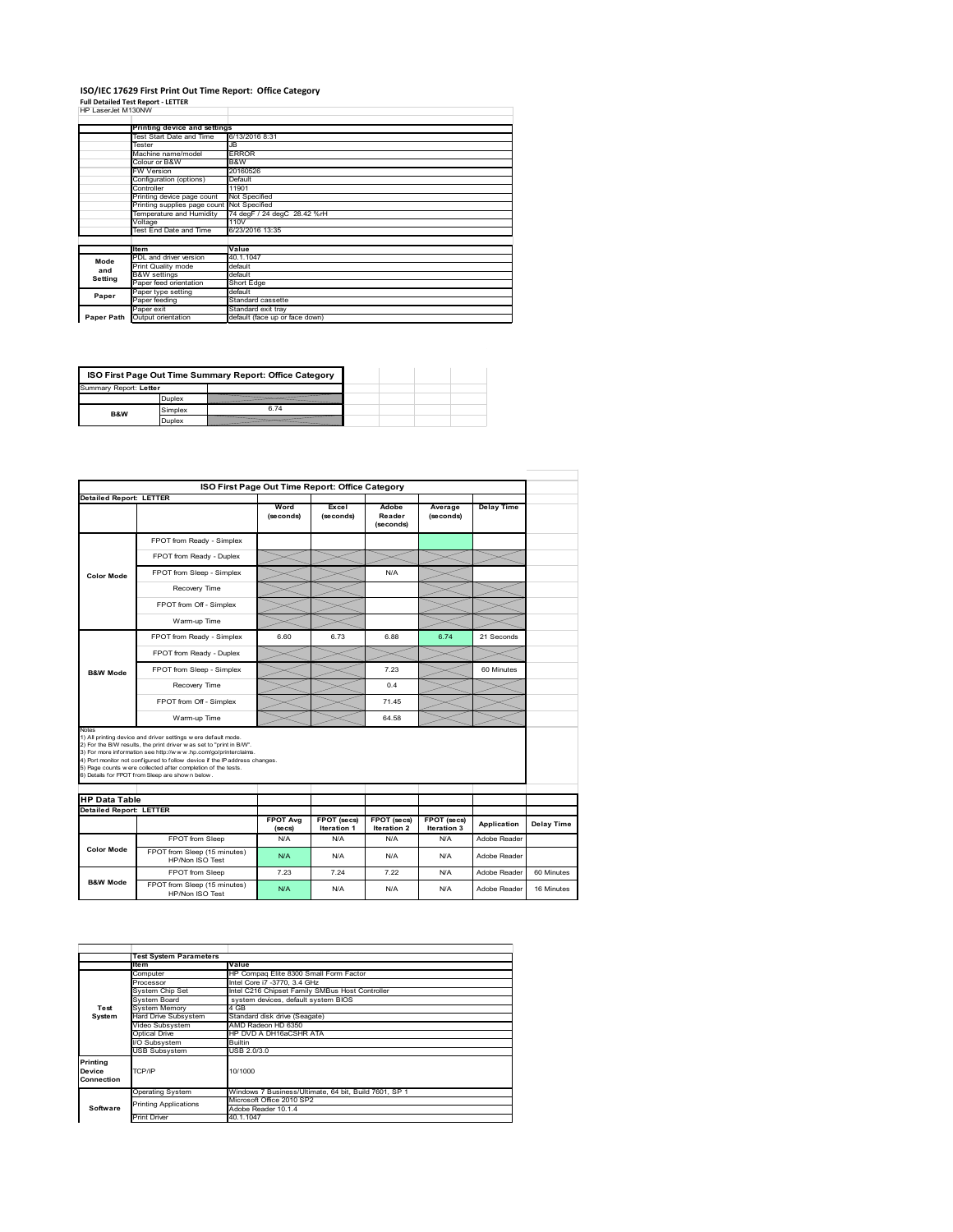# ISO/IEC 17629 First Print Out Time Report: Office Category

**Full Detailed Test Report - LETTER**

HP LaserJet M130NW

| | Printing device and settings | |
|---|---|---|
| | Test Start Date and Time | 6/13/2016 8:31 |
| | Tester | JB |
| | Machine name/model | ERROR |
| | Colour or B&W | B&W |
| | FW Version | 20160526 |
| | Configuration (options) | Default |
| | Controller | 11901 |
| | Printing device page count | Not Specified |
| | Printing supplies page count | Not Specified |
| | Temperature and Humidity | 74 degF / 24 degC 28.42 %rH |
| | Voltage | 110V |
| | Test End Date and Time | 6/23/2016 13:35 |

| | Item | Value |
|---|---|---|
| Mode and Setting | PDL and driver version | 40.1.1047 |
| | Print Quality mode | default |
| | B&W settings | default |
| | Paper feed orientation | Short Edge |
| Paper | Paper type setting | default |
| | Paper feeding | Standard cassette |
| | Paper exit | Standard exit tray |
| Paper Path | Output orientation | default (face up or face down) |

| ISO First Page Out Time Summary Report: Office Category | | |
|---|---|---|
| Summary Report: **Letter** | | |
| | Duplex | |
| B&W | Simplex | 6.74 |
| | Duplex | |

| ISO First Page Out Time Report: Office Category | | | | | | |
|---|---|---|---|---|---|---|
| **Detailed Report: LETTER** | | | | | | |
| | | Word (seconds) | Excel (seconds) | Adobe Reader (seconds) | Average (seconds) | Delay Time |
| Color Mode | FPOT from Ready - Simplex | | | | | |
| | FPOT from Ready - Duplex | | | | | |
| | FPOT from Sleep - Simplex | | | N/A | | |
| | Recovery Time | | | | | |
| | FPOT from Off - Simplex | | | | | |
| | Warm-up Time | | | | | |
| B&W Mode | FPOT from Ready - Simplex | 6.60 | 6.73 | 6.88 | 6.74 | 21 Seconds |
| | FPOT from Ready - Duplex | | | | | |
| | FPOT from Sleep - Simplex | | | 7.23 | | 60 Minutes |
| | Recovery Time | | | 0.4 | | |
| | FPOT from Off - Simplex | | | 71.45 | | |
| | Warm-up Time | | | 64.58 | | |

Notes
1) All printing device and driver settings were default mode.
2) For the B/W results, the print driver was set to "print in B/W".
3) For more information see http://www.hp.com/go/printerclaims.
4) Port monitor not configured to follow device if the IP address changes.
5) Page counts were collected after completion of the tests.
6) Details for FPOT from Sleep are shown below.

| HP Data Table | | | | | | | |
|---|---|---|---|---|---|---|---|
| **Detailed Report: LETTER** | | | | | | | |
| | | FPOT Avg (secs) | FPOT (secs) Iteration 1 | FPOT (secs) Iteration 2 | FPOT (secs) Iteration 3 | Application | Delay Time |
| Color Mode | FPOT from Sleep | N/A | N/A | N/A | N/A | Adobe Reader | |
| | FPOT from Sleep (15 minutes) HP/Non ISO Test | N/A | N/A | N/A | N/A | Adobe Reader | |
| B&W Mode | FPOT from Sleep | 7.23 | 7.24 | 7.22 | N/A | Adobe Reader | 60 Minutes |
| | FPOT from Sleep (15 minutes) HP/Non ISO Test | N/A | N/A | N/A | N/A | Adobe Reader | 16 Minutes |

| | Test System Parameters | |
|---|---|---|
| | Item | Value |
| Test System | Computer | HP Compaq Elite 8300 Small Form Factor |
| | Processor | Intel Core i7 -3770, 3.4 GHz |
| | System Chip Set | Intel C216 Chipset Family SMBus Host Controller |
| | System Board | system devices, default system BIOS |
| | System Memory | 4 GB |
| | Hard Drive Subsystem | Standard disk drive (Seagate) |
| | Video Subsystem | AMD Radeon HD 6350 |
| | Optical Drive | HP DVD A DH16aCSHR ATA |
| | I/O Subsystem | Builtin |
| | USB Subsystem | USB 2.0/3.0 |
| Printing Device Connection | TCP/IP | 10/1000 |
| Software | Operating System | Windows 7 Business/Ultimate, 64 bit, Build 7601, SP 1 |
| | Printing Applications | Microsoft Office 2010 SP2 |
| | | Adobe Reader 10.1.4 |
| | Print Driver | 40.1.1047 |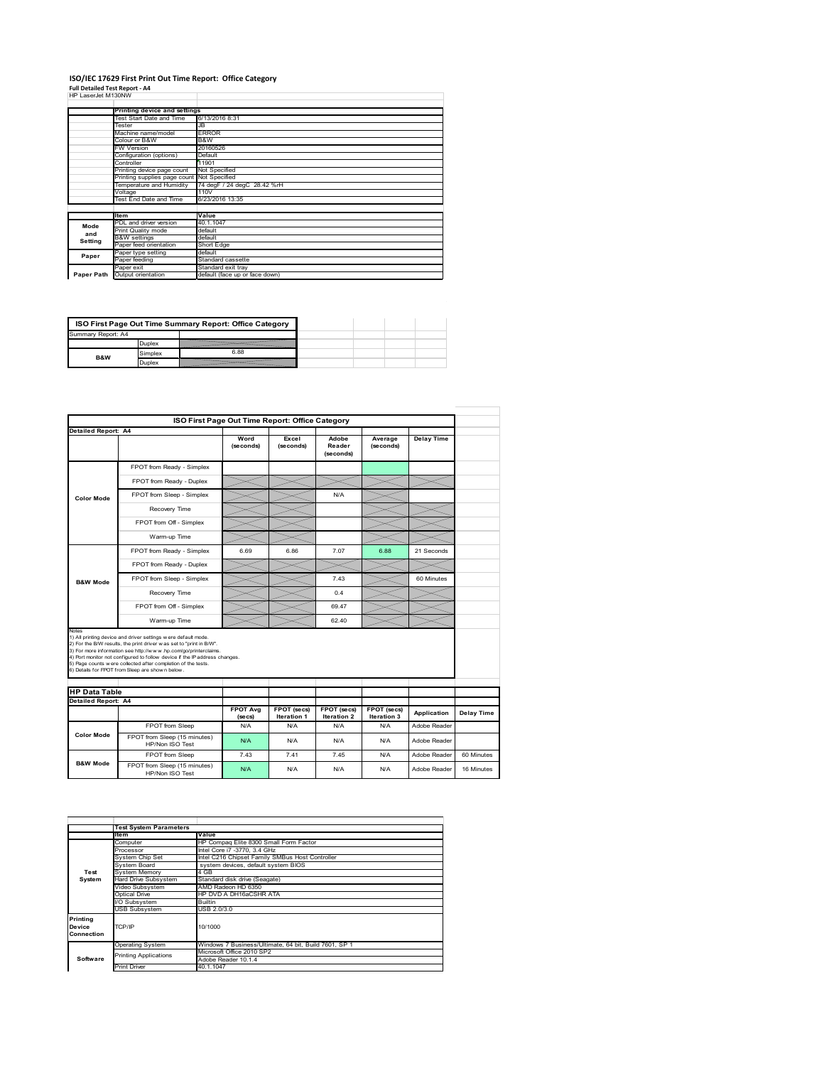# ISO/IEC 17629 First Print Out Time Report: Office Category

**Full Detailed Test Report - A4**

HP LaserJet M130NW

| | Printing device and settings | |
|---|---|---|
| | Test Start Date and Time | 6/13/2016 8:31 |
| | Tester | JB |
| | Machine name/model | ERROR |
| | Colour or B&W | B&W |
| | FW Version | 20160526 |
| | Configuration (options) | Default |
| | Controller | 11901 |
| | Printing device page count | Not Specified |
| | Printing supplies page count | Not Specified |
| | Temperature and Humidity | 74 degF / 24 degC 28.42 %rH |
| | Voltage | 110V |
| | Test End Date and Time | 6/23/2016 13:35 |

| | Item | Value |
|---|---|---|
| Mode and Setting | PDL and driver version | 40.1.1047 |
| | Print Quality mode | default |
| | B&W settings | default |
| | Paper feed orientation | Short Edge |
| Paper | Paper type setting | default |
| | Paper feeding | Standard cassette |
| Paper Path | Paper exit | Standard exit tray |
| | Output orientation | default (face up or face down) |

| ISO First Page Out Time Summary Report: Office Category | | |
|---|---|---|
| Summary Report: A4 | | |
| | Duplex | |
| B&W | Simplex | 6.88 |
| | Duplex | |

| ISO First Page Out Time Report: Office Category | | | | | | |
|---|---|---|---|---|---|---|
| **Detailed Report: A4** | | **Word (seconds)** | **Excel (seconds)** | **Adobe Reader (seconds)** | **Average (seconds)** | **Delay Time** |
| Color Mode | FPOT from Ready - Simplex | | | | | |
| | FPOT from Ready - Duplex | | | | | |
| | FPOT from Sleep - Simplex | | | N/A | | |
| | Recovery Time | | | | | |
| | FPOT from Off - Simplex | | | | | |
| | Warm-up Time | | | | | |
| B&W Mode | FPOT from Ready - Simplex | 6.69 | 6.86 | 7.07 | 6.88 | 21 Seconds |
| | FPOT from Ready - Duplex | | | | | |
| | FPOT from Sleep - Simplex | | | 7.43 | | 60 Minutes |
| | Recovery Time | | | 0.4 | | |
| | FPOT from Off - Simplex | | | 69.47 | | |
| | Warm-up Time | | | 62.40 | | |

Notes
1) All printing device and driver settings were default mode.
2) For the B/W results, the print driver was set to "print in B/W".
3) For more information see http://www.hp.com/go/printerclaims.
4) Port monitor not configured to follow device if the IP address changes.
5) Page counts were collected after completion of the tests.
6) Details for FPOT from Sleep are shown below.

| HP Data Table | | | | | | | |
|---|---|---|---|---|---|---|---|
| **Detailed Report: A4** | | **FPOT Avg (secs)** | **FPOT (secs) Iteration 1** | **FPOT (secs) Iteration 2** | **FPOT (secs) Iteration 3** | **Application** | **Delay Time** |
| Color Mode | FPOT from Sleep | N/A | N/A | N/A | N/A | Adobe Reader | |
| | FPOT from Sleep (15 minutes) HP/Non ISO Test | N/A | N/A | N/A | N/A | Adobe Reader | |
| B&W Mode | FPOT from Sleep | 7.43 | 7.41 | 7.45 | N/A | Adobe Reader | 60 Minutes |
| | FPOT from Sleep (15 minutes) HP/Non ISO Test | N/A | N/A | N/A | N/A | Adobe Reader | 16 Minutes |

| | Test System Parameters | |
|---|---|---|
| | Item | Value |
| Test System | Computer | HP Compaq Elite 8300 Small Form Factor |
| | Processor | Intel Core i7 -3770, 3.4 GHz |
| | System Chip Set | Intel C216 Chipset Family SMBus Host Controller |
| | System Board | system devices, default system BIOS |
| | System Memory | 4 GB |
| | Hard Drive Subsystem | Standard disk drive (Seagate) |
| | Video Subsystem | AMD Radeon HD 6350 |
| | Optical Drive | HP DVD A DH16aCSHR ATA |
| | I/O Subsystem | Builtin |
| | USB Subsystem | USB 2.0/3.0 |
| Printing Device Connection | TCP/IP | 10/1000 |
| Software | Operating System | Windows 7 Business/Ultimate, 64 bit, Build 7601, SP 1 |
| | Printing Applications | Microsoft Office 2010 SP2 |
| | | Adobe Reader 10.1.4 |
| | Print Driver | 40.1.1047 |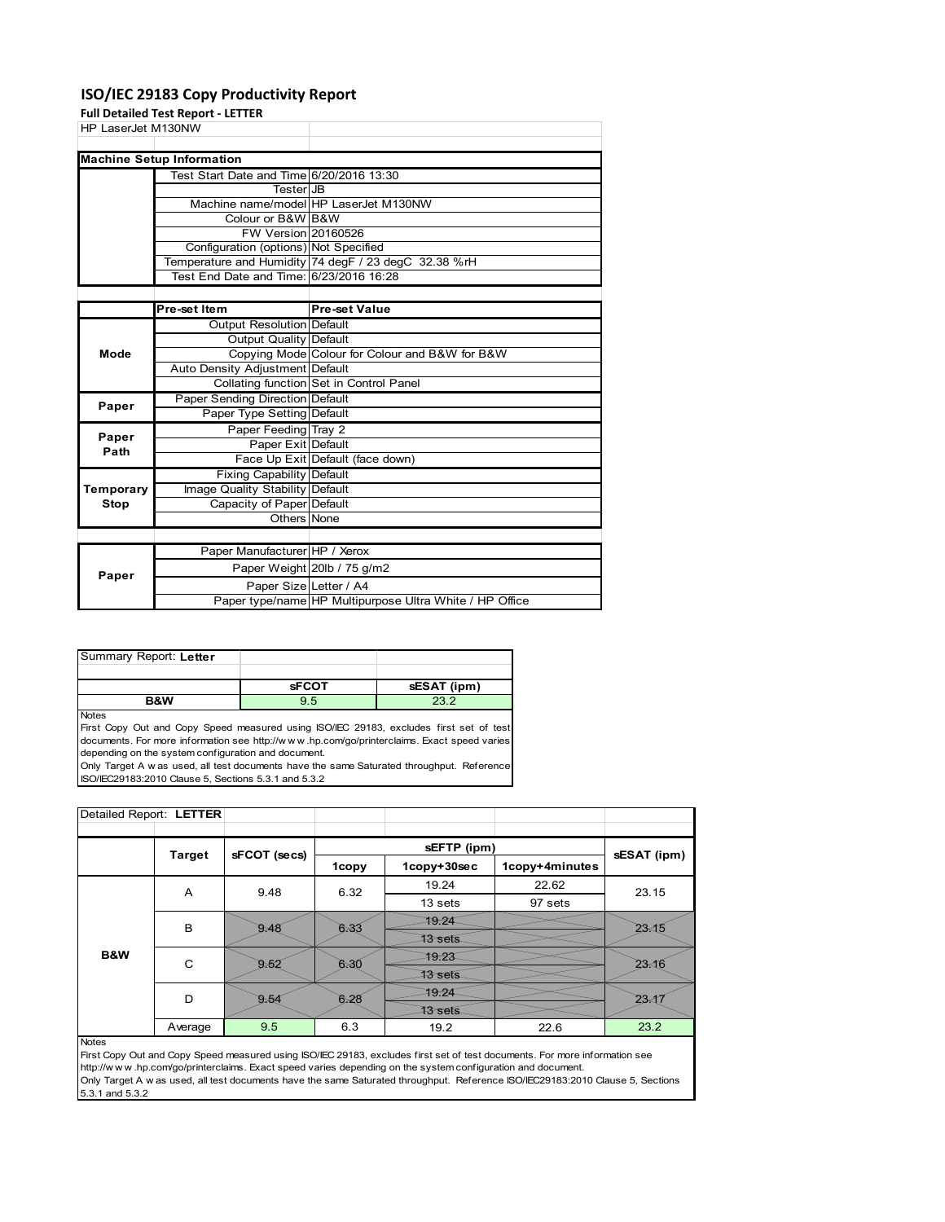# ISO/IEC 29183 Copy Productivity Report

**Full Detailed Test Report - LETTER**

HP LaserJet M130NW

| Machine Setup Information | | |
|---|---|---|
| | Test Start Date and Time | 6/20/2016 13:30 |
| | Tester | JB |
| | Machine name/model | HP LaserJet M130NW |
| | Colour or B&W | B&W |
| | FW Version | 20160526 |
| | Configuration (options) | Not Specified |
| | Temperature and Humidity | 74 degF / 23 degC 32.38 %rH |
| | Test End Date and Time: | 6/23/2016 16:28 |

| | Pre-set Item | Pre-set Value |
|---|---|---|
| Mode | Output Resolution | Default |
| | Output Quality | Default |
| | Copying Mode | Colour for Colour and B&W for B&W |
| | Auto Density Adjustment | Default |
| | Collating function | Set in Control Panel |
| Paper | Paper Sending Direction | Default |
| | Paper Type Setting | Default |
| Paper Path | Paper Feeding | Tray 2 |
| | Paper Exit | Default |
| | Face Up Exit | Default (face down) |
| Temporary Stop | Fixing Capability | Default |
| | Image Quality Stability | Default |
| | Capacity of Paper | Default |
| | Others | None |

| | | |
|---|---|---|
| Paper | Paper Manufacturer | HP / Xerox |
| | Paper Weight | 20lb / 75 g/m2 |
| | Paper Size | Letter / A4 |
| | Paper type/name | HP Multipurpose Ultra White / HP Office |

Summary Report: **Letter**

| | sFCOT | sESAT (ipm) |
|---|---|---|
| **B&W** | 9.5 | 23.2 |

Notes
First Copy Out and Copy Speed measured using ISO/IEC 29183, excludes first set of test documents. For more information see http://w w w .hp.com/go/printerclaims. Exact speed varies depending on the system configuration and document.
Only Target A w as used, all test documents have the same Saturated throughput. Reference ISO/IEC29183:2010 Clause 5, Sections 5.3.1 and 5.3.2

Detailed Report: **LETTER**

| | Target | sFCOT (secs) | sEFTP (ipm) | | | sESAT (ipm) |
|---|---|---|---|---|---|---|
| | | | 1copy | 1copy+30sec | 1copy+4minutes | |
| B&W | A | 9.48 | 6.32 | 19.24 | 22.62 | 23.15 |
| | | | | 13 sets | 97 sets | |
| | B | 9.48 | 6.33 | 19.24 | | 23.15 |
| | | | | 13 sets | | |
| | C | 9.52 | 6.30 | 19.23 | | 23.16 |
| | | | | 13 sets | | |
| | D | 9.54 | 6.28 | 19.24 | | 23.17 |
| | | | | 13 sets | | |
| | Average | 9.5 | 6.3 | 19.2 | 22.6 | 23.2 |

Notes
First Copy Out and Copy Speed measured using ISO/IEC 29183, excludes first set of test documents. For more information see http://w w w .hp.com/go/printerclaims. Exact speed varies depending on the system configuration and document.
Only Target A w as used, all test documents have the same Saturated throughput. Reference ISO/IEC29183:2010 Clause 5, Sections 5.3.1 and 5.3.2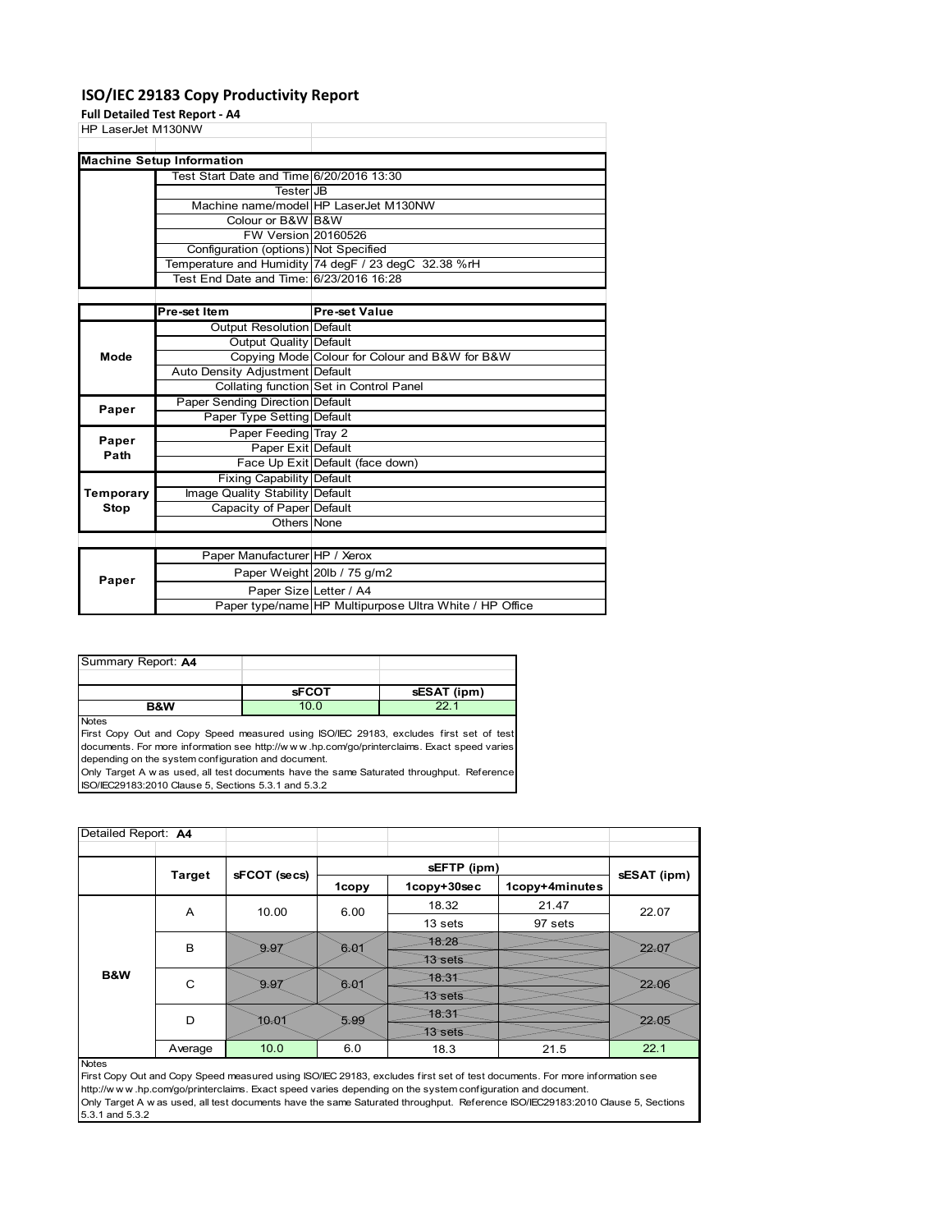# ISO/IEC 29183 Copy Productivity Report

**Full Detailed Test Report - A4**

HP LaserJet M130NW

| Machine Setup Information | | |
|---|---|---|
| | Test Start Date and Time | 6/20/2016 13:30 |
| | Tester | JB |
| | Machine name/model | HP LaserJet M130NW |
| | Colour or B&W | B&W |
| | FW Version | 20160526 |
| | Configuration (options) | Not Specified |
| | Temperature and Humidity | 74 degF / 23 degC 32.38 %rH |
| | Test End Date and Time: | 6/23/2016 16:28 |

| | Pre-set Item | Pre-set Value |
|---|---|---|
| Mode | Output Resolution | Default |
| | Output Quality | Default |
| | Copying Mode | Colour for Colour and B&W for B&W |
| | Auto Density Adjustment | Default |
| | Collating function | Set in Control Panel |
| Paper | Paper Sending Direction | Default |
| | Paper Type Setting | Default |
| Paper Path | Paper Feeding | Tray 2 |
| | Paper Exit | Default |
| | Face Up Exit | Default (face down) |
| Temporary Stop | Fixing Capability | Default |
| | Image Quality Stability | Default |
| | Capacity of Paper | Default |
| | Others | None |

| | | |
|---|---|---|
| Paper | Paper Manufacturer | HP / Xerox |
| | Paper Weight | 20lb / 75 g/m2 |
| | Paper Size | Letter / A4 |
| | Paper type/name | HP Multipurpose Ultra White / HP Office |

| Summary Report: **A4** | | |
|---|---|---|
| | **sFCOT** | **sESAT (ipm)** |
| **B&W** | 10.0 | 22.1 |

Notes

First Copy Out and Copy Speed measured using ISO/IEC 29183, excludes first set of test documents. For more information see http://www.hp.com/go/printerclaims. Exact speed varies depending on the system configuration and document.

Only Target A was used, all test documents have the same Saturated throughput. Reference ISO/IEC29183:2010 Clause 5, Sections 5.3.1 and 5.3.2

Detailed Report: **A4**

| | Target | sFCOT (secs) | sEFTP (ipm) | | | sESAT (ipm) |
|---|---|---|---|---|---|---|
| | | | 1copy | 1copy+30sec | 1copy+4minutes | |
| B&W | A | 10.00 | 6.00 | 18.32 | 21.47 | 22.07 |
| | | | | 13 sets | 97 sets | |
| | B | 9.97 | 6.01 | 18.28 | | 22.07 |
| | | | | 13 sets | | |
| | C | 9.97 | 6.01 | 18.31 | | 22.06 |
| | | | | 13 sets | | |
| | D | 10.01 | 5.99 | 18.31 | | 22.05 |
| | | | | 13 sets | | |
| | Average | 10.0 | 6.0 | 18.3 | 21.5 | 22.1 |

Notes

First Copy Out and Copy Speed measured using ISO/IEC 29183, excludes first set of test documents. For more information see http://www.hp.com/go/printerclaims. Exact speed varies depending on the system configuration and document.

Only Target A was used, all test documents have the same Saturated throughput. Reference ISO/IEC29183:2010 Clause 5, Sections 5.3.1 and 5.3.2